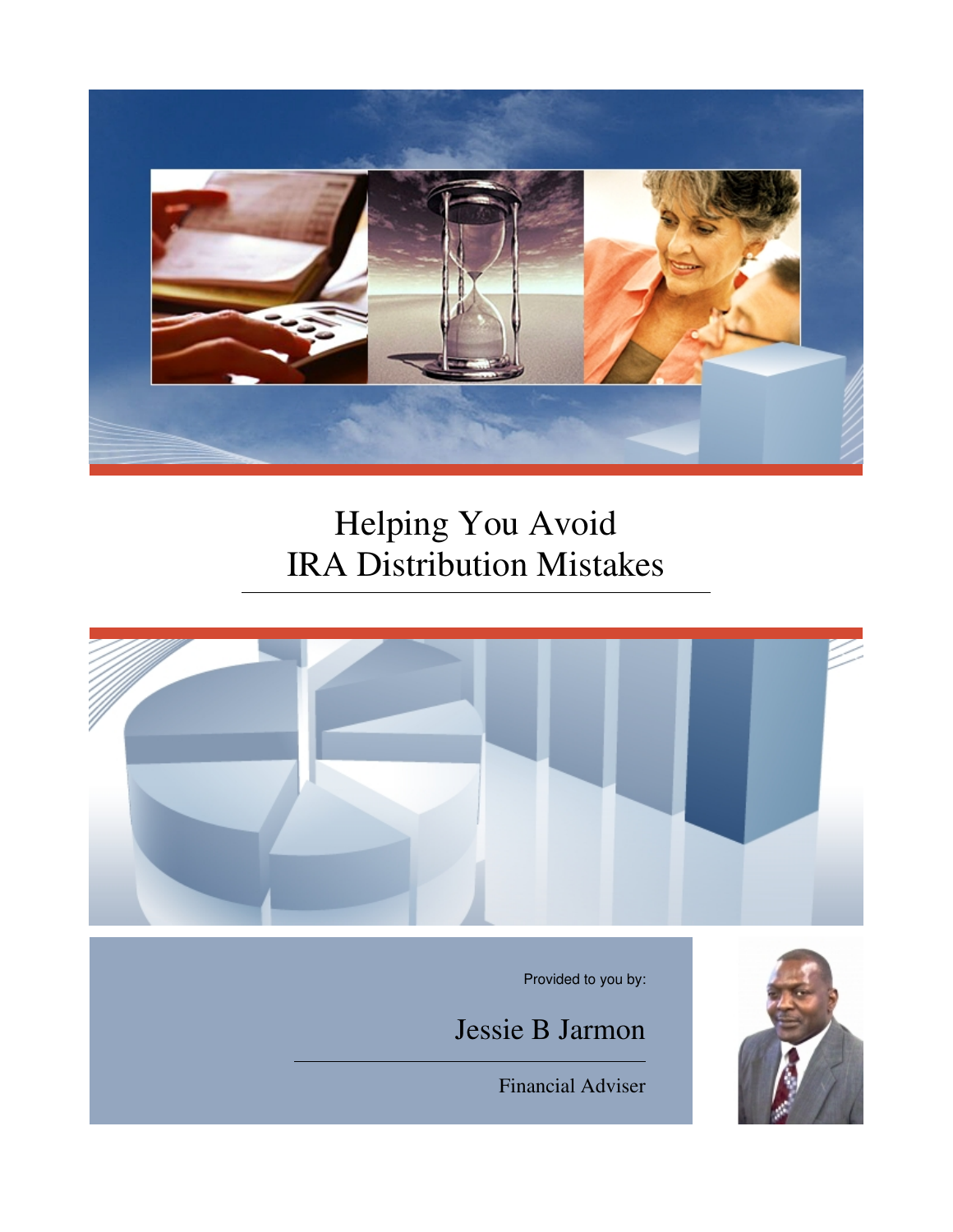# Helping You Avoid IRA Distribution Mistakes

Provided to you by:

Jessie B Jarmon

Financial Adviser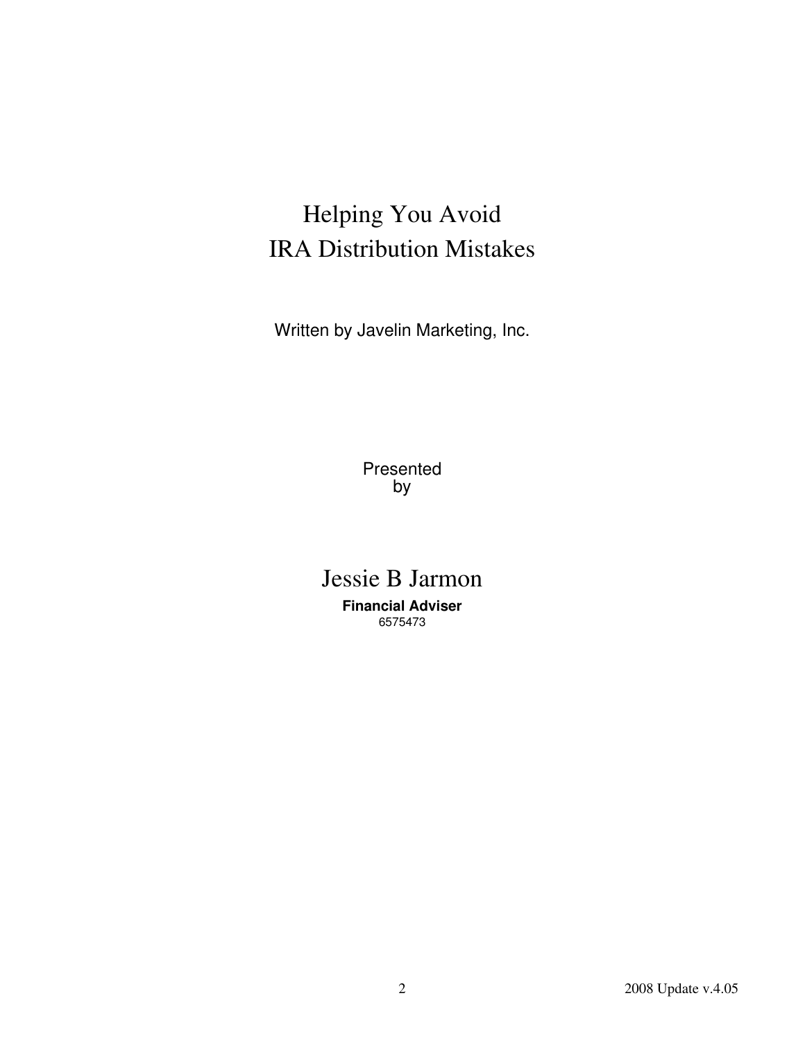# Helping You Avoid IRA Distribution Mistakes

Written by Javelin Marketing, Inc.

Presented by

## Jessie B Jarmon

**Financial Adviser**

6575473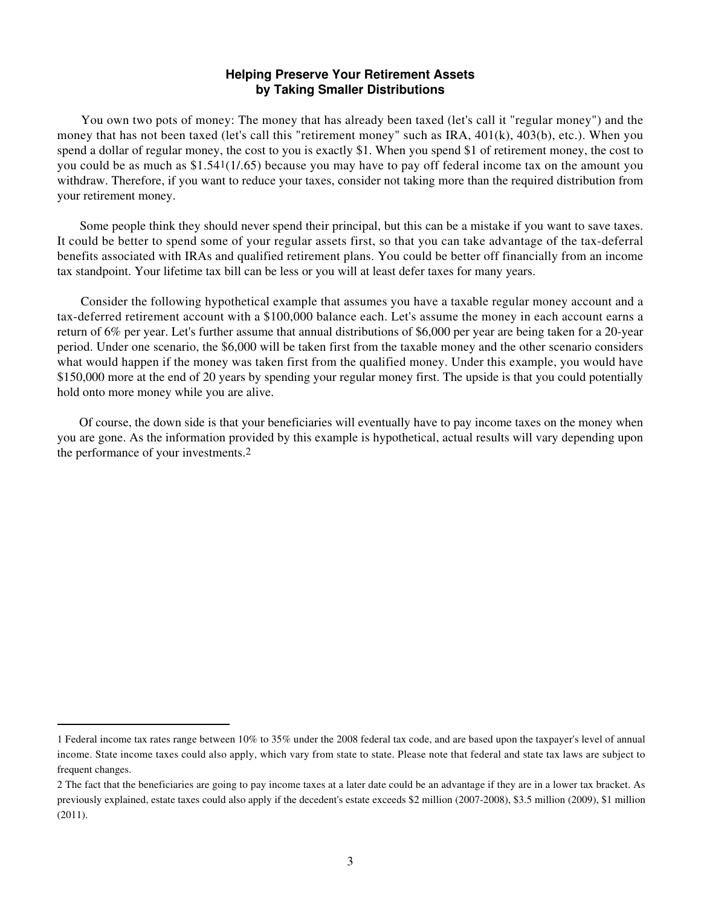## Helping Preserve Your Retirement Assets by Taking Smaller Distributions

You own two pots of money: The money that has already been taxed (let's call it "regular money") and the money that has not been taxed (let's call this "retirement money" such as IRA, 401(k), 403(b), etc.). When you spend a dollar of regular money, the cost to you is exactly $1. When you spend $1 of retirement money, the cost to you could be as much as $1.54[1](1/.65) because you may have to pay off federal income tax on the amount you withdraw. Therefore, if you want to reduce your taxes, consider not taking more than the required distribution from your retirement money.

Some people think they should never spend their principal, but this can be a mistake if you want to save taxes. It could be better to spend some of your regular assets first, so that you can take advantage of the tax-deferral benefits associated with IRAs and qualified retirement plans. You could be better off financially from an income tax standpoint. Your lifetime tax bill can be less or you will at least defer taxes for many years.

Consider the following hypothetical example that assumes you have a taxable regular money account and a tax-deferred retirement account with a $100,000 balance each. Let's assume the money in each account earns a return of 6% per year. Let's further assume that annual distributions of $6,000 per year are being taken for a 20-year period. Under one scenario, the $6,000 will be taken first from the taxable money and the other scenario considers what would happen if the money was taken first from the qualified money. Under this example, you would have $150,000 more at the end of 20 years by spending your regular money first. The upside is that you could potentially hold onto more money while you are alive.

Of course, the down side is that your beneficiaries will eventually have to pay income taxes on the money when you are gone. As the information provided by this example is hypothetical, actual results will vary depending upon the performance of your investments.[2]

---

1 Federal income tax rates range between 10% to 35% under the 2008 federal tax code, and are based upon the taxpayer's level of annual income. State income taxes could also apply, which vary from state to state. Please note that federal and state tax laws are subject to frequent changes.

2 The fact that the beneficiaries are going to pay income taxes at a later date could be an advantage if they are in a lower tax bracket. As previously explained, estate taxes could also apply if the decedent's estate exceeds $2 million (2007-2008), $3.5 million (2009), $1 million (2011).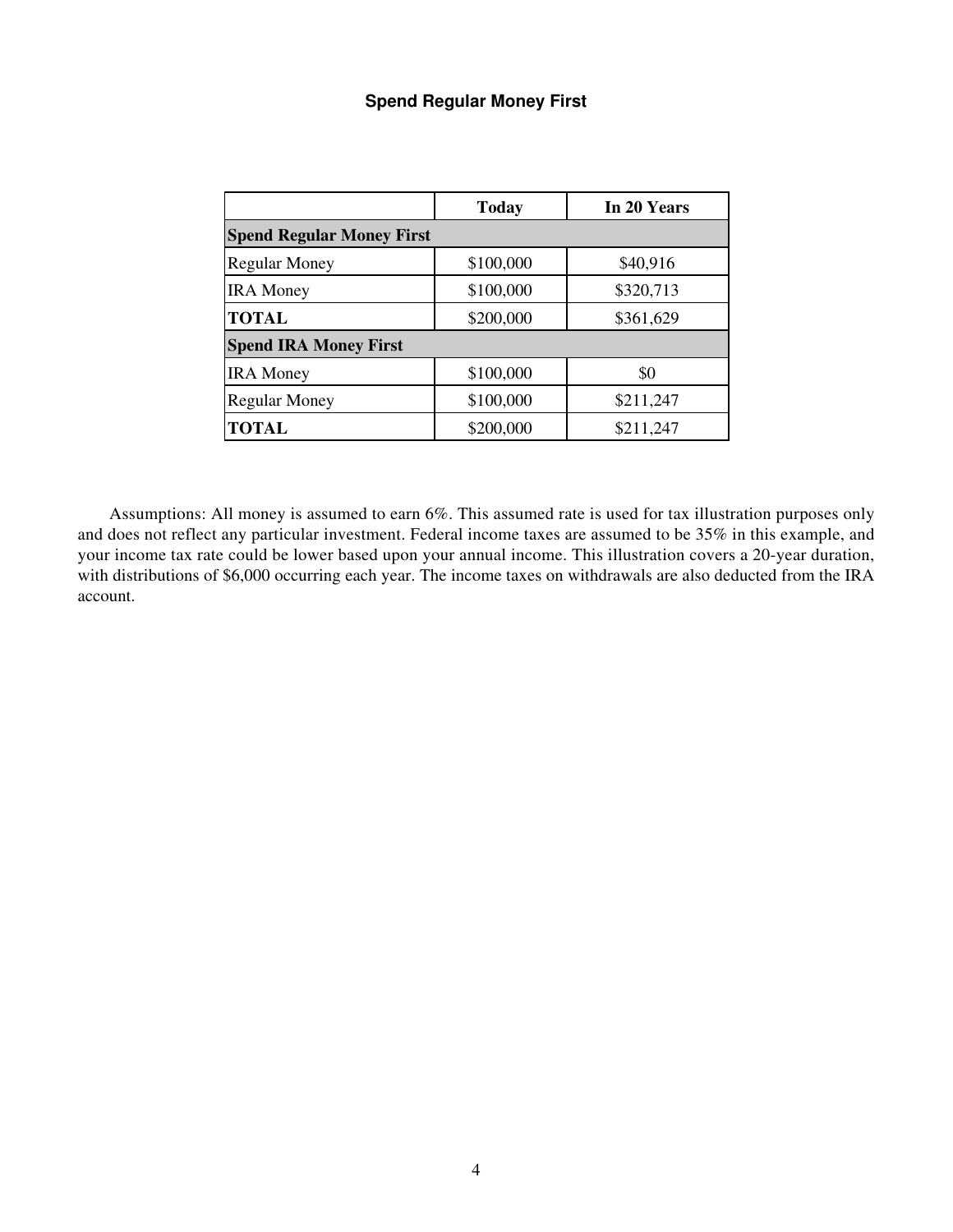## Spend Regular Money First

| | Today | In 20 Years |
|---|---|---|
| **Spend Regular Money First** | | |
| Regular Money | $100,000 | $40,916 |
| IRA Money | $100,000 | $320,713 |
| **TOTAL** | $200,000 | $361,629 |
| **Spend IRA Money First** | | |
| IRA Money | $100,000 | $0 |
| Regular Money | $100,000 | $211,247 |
| **TOTAL** | $200,000 | $211,247 |

Assumptions: All money is assumed to earn 6%. This assumed rate is used for tax illustration purposes only and does not reflect any particular investment. Federal income taxes are assumed to be 35% in this example, and your income tax rate could be lower based upon your annual income. This illustration covers a 20-year duration, with distributions of $6,000 occurring each year. The income taxes on withdrawals are also deducted from the IRA account.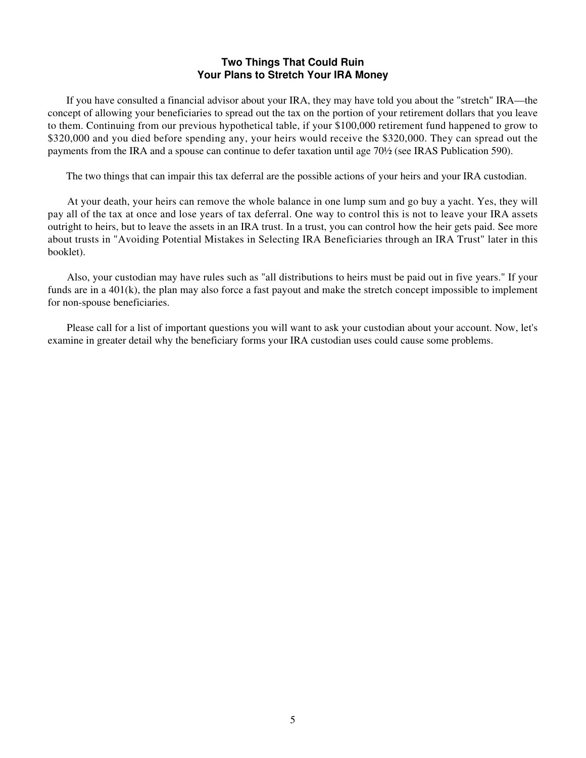## Two Things That Could Ruin Your Plans to Stretch Your IRA Money

If you have consulted a financial advisor about your IRA, they may have told you about the "stretch" IRA—the concept of allowing your beneficiaries to spread out the tax on the portion of your retirement dollars that you leave to them. Continuing from our previous hypothetical table, if your $100,000 retirement fund happened to grow to $320,000 and you died before spending any, your heirs would receive the $320,000. They can spread out the payments from the IRA and a spouse can continue to defer taxation until age 70½ (see IRAS Publication 590).

The two things that can impair this tax deferral are the possible actions of your heirs and your IRA custodian.

At your death, your heirs can remove the whole balance in one lump sum and go buy a yacht. Yes, they will pay all of the tax at once and lose years of tax deferral. One way to control this is not to leave your IRA assets outright to heirs, but to leave the assets in an IRA trust. In a trust, you can control how the heir gets paid. See more about trusts in "Avoiding Potential Mistakes in Selecting IRA Beneficiaries through an IRA Trust" later in this booklet).

Also, your custodian may have rules such as "all distributions to heirs must be paid out in five years." If your funds are in a 401(k), the plan may also force a fast payout and make the stretch concept impossible to implement for non-spouse beneficiaries.

Please call for a list of important questions you will want to ask your custodian about your account. Now, let's examine in greater detail why the beneficiary forms your IRA custodian uses could cause some problems.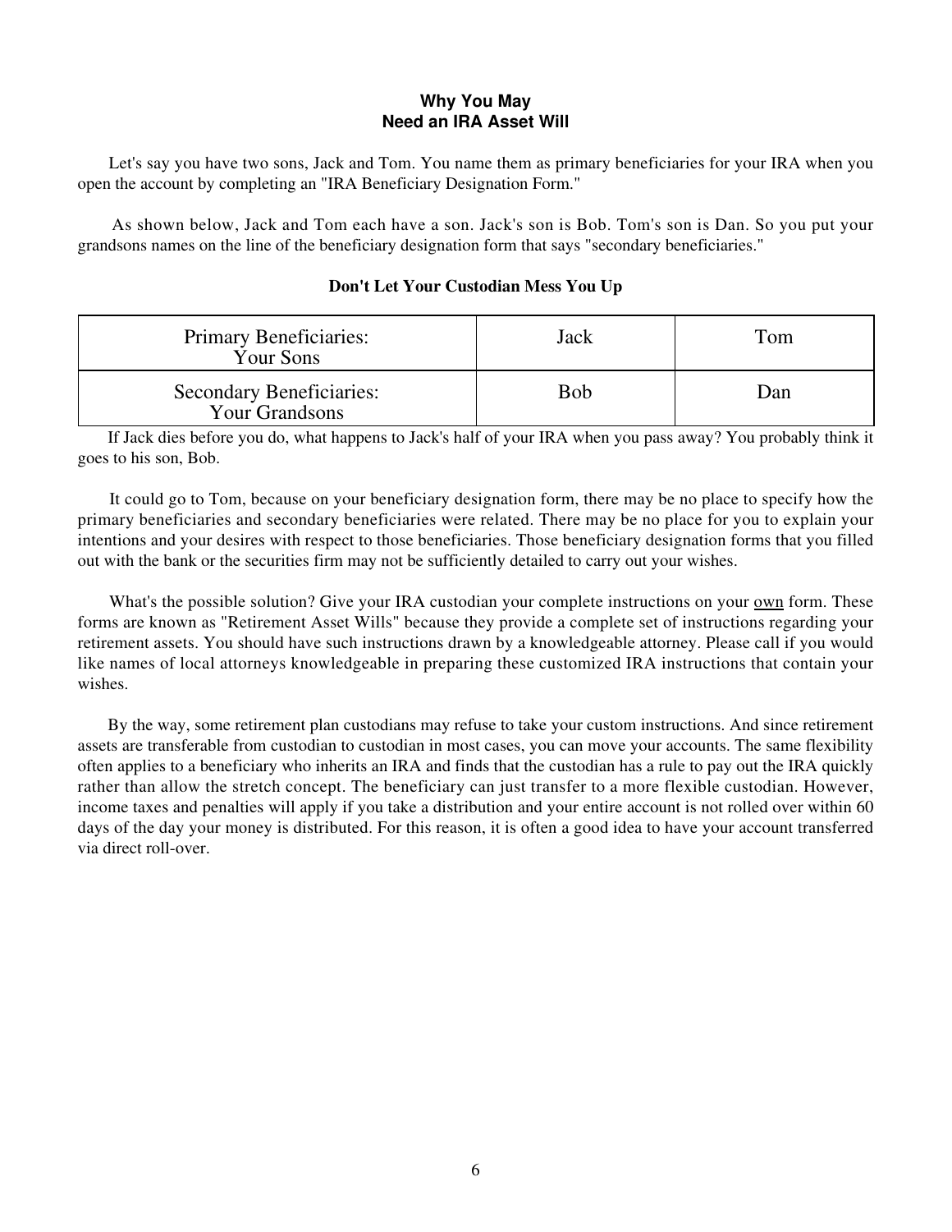## Why You May Need an IRA Asset Will

Let's say you have two sons, Jack and Tom. You name them as primary beneficiaries for your IRA when you open the account by completing an "IRA Beneficiary Designation Form."

As shown below, Jack and Tom each have a son. Jack's son is Bob. Tom's son is Dan. So you put your grandsons names on the line of the beneficiary designation form that says "secondary beneficiaries."

**Don't Let Your Custodian Mess You Up**

| Primary Beneficiaries: Your Sons | Jack | Tom |
| --- | --- | --- |
| Secondary Beneficiaries: Your Grandsons | Bob | Dan |

If Jack dies before you do, what happens to Jack's half of your IRA when you pass away? You probably think it goes to his son, Bob.

It could go to Tom, because on your beneficiary designation form, there may be no place to specify how the primary beneficiaries and secondary beneficiaries were related. There may be no place for you to explain your intentions and your desires with respect to those beneficiaries. Those beneficiary designation forms that you filled out with the bank or the securities firm may not be sufficiently detailed to carry out your wishes.

What's the possible solution? Give your IRA custodian your complete instructions on your <u>own</u> form. These forms are known as "Retirement Asset Wills" because they provide a complete set of instructions regarding your retirement assets. You should have such instructions drawn by a knowledgeable attorney. Please call if you would like names of local attorneys knowledgeable in preparing these customized IRA instructions that contain your wishes.

By the way, some retirement plan custodians may refuse to take your custom instructions. And since retirement assets are transferable from custodian to custodian in most cases, you can move your accounts. The same flexibility often applies to a beneficiary who inherits an IRA and finds that the custodian has a rule to pay out the IRA quickly rather than allow the stretch concept. The beneficiary can just transfer to a more flexible custodian. However, income taxes and penalties will apply if you take a distribution and your entire account is not rolled over within 60 days of the day your money is distributed. For this reason, it is often a good idea to have your account transferred via direct roll-over.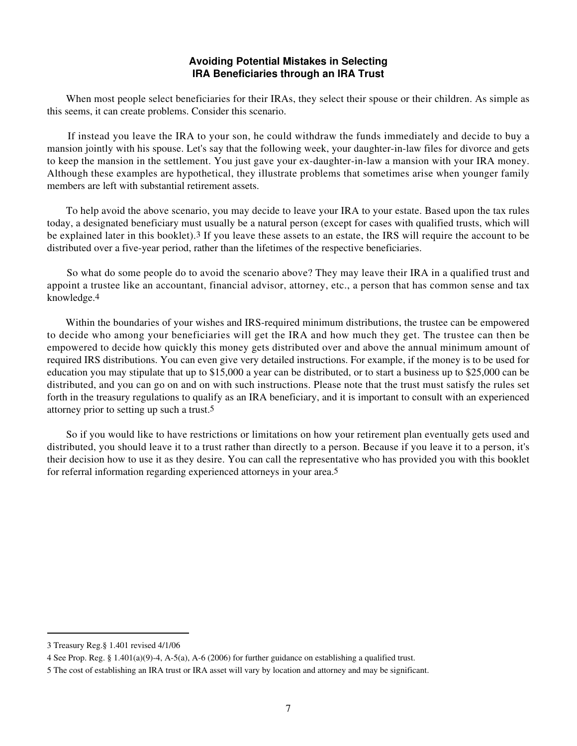## Avoiding Potential Mistakes in Selecting IRA Beneficiaries through an IRA Trust

When most people select beneficiaries for their IRAs, they select their spouse or their children. As simple as this seems, it can create problems. Consider this scenario.

If instead you leave the IRA to your son, he could withdraw the funds immediately and decide to buy a mansion jointly with his spouse. Let's say that the following week, your daughter-in-law files for divorce and gets to keep the mansion in the settlement. You just gave your ex-daughter-in-law a mansion with your IRA money. Although these examples are hypothetical, they illustrate problems that sometimes arise when younger family members are left with substantial retirement assets.

To help avoid the above scenario, you may decide to leave your IRA to your estate. Based upon the tax rules today, a designated beneficiary must usually be a natural person (except for cases with qualified trusts, which will be explained later in this booklet).[3] If you leave these assets to an estate, the IRS will require the account to be distributed over a five-year period, rather than the lifetimes of the respective beneficiaries.

So what do some people do to avoid the scenario above? They may leave their IRA in a qualified trust and appoint a trustee like an accountant, financial advisor, attorney, etc., a person that has common sense and tax knowledge.[4]

Within the boundaries of your wishes and IRS-required minimum distributions, the trustee can be empowered to decide who among your beneficiaries will get the IRA and how much they get. The trustee can then be empowered to decide how quickly this money gets distributed over and above the annual minimum amount of required IRS distributions. You can even give very detailed instructions. For example, if the money is to be used for education you may stipulate that up to $15,000 a year can be distributed, or to start a business up to $25,000 can be distributed, and you can go on and on with such instructions. Please note that the trust must satisfy the rules set forth in the treasury regulations to qualify as an IRA beneficiary, and it is important to consult with an experienced attorney prior to setting up such a trust.[5]

So if you would like to have restrictions or limitations on how your retirement plan eventually gets used and distributed, you should leave it to a trust rather than directly to a person. Because if you leave it to a person, it's their decision how to use it as they desire. You can call the representative who has provided you with this booklet for referral information regarding experienced attorneys in your area.[5]

---

3 Treasury Reg.§ 1.401 revised 4/1/06

4 See Prop. Reg. § 1.401(a)(9)-4, A-5(a), A-6 (2006) for further guidance on establishing a qualified trust.

5 The cost of establishing an IRA trust or IRA asset will vary by location and attorney and may be significant.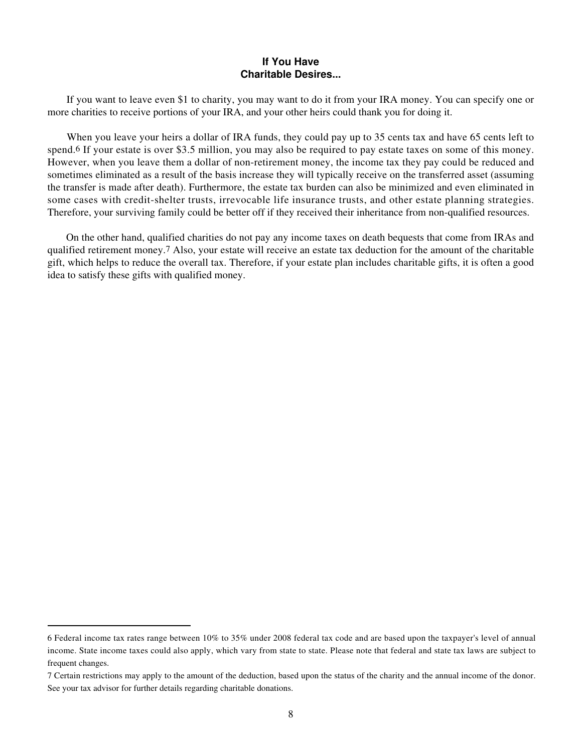## If You Have Charitable Desires...

If you want to leave even $1 to charity, you may want to do it from your IRA money. You can specify one or more charities to receive portions of your IRA, and your other heirs could thank you for doing it.

When you leave your heirs a dollar of IRA funds, they could pay up to 35 cents tax and have 65 cents left to spend.[6] If your estate is over $3.5 million, you may also be required to pay estate taxes on some of this money. However, when you leave them a dollar of non-retirement money, the income tax they pay could be reduced and sometimes eliminated as a result of the basis increase they will typically receive on the transferred asset (assuming the transfer is made after death). Furthermore, the estate tax burden can also be minimized and even eliminated in some cases with credit-shelter trusts, irrevocable life insurance trusts, and other estate planning strategies. Therefore, your surviving family could be better off if they received their inheritance from non-qualified resources.

On the other hand, qualified charities do not pay any income taxes on death bequests that come from IRAs and qualified retirement money.[7] Also, your estate will receive an estate tax deduction for the amount of the charitable gift, which helps to reduce the overall tax. Therefore, if your estate plan includes charitable gifts, it is often a good idea to satisfy these gifts with qualified money.

---

6 Federal income tax rates range between 10% to 35% under 2008 federal tax code and are based upon the taxpayer's level of annual income. State income taxes could also apply, which vary from state to state. Please note that federal and state tax laws are subject to frequent changes.

7 Certain restrictions may apply to the amount of the deduction, based upon the status of the charity and the annual income of the donor. See your tax advisor for further details regarding charitable donations.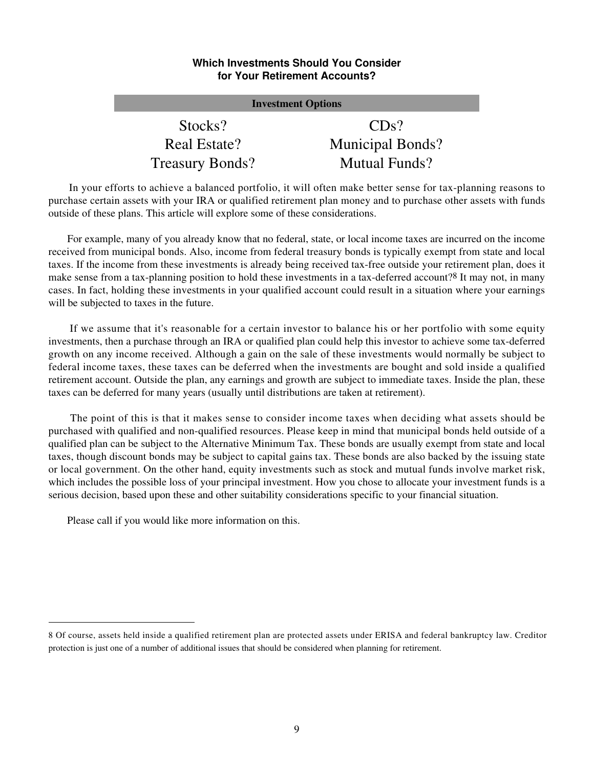### Which Investments Should You Consider for Your Retirement Accounts?

| Investment Options | |
|---|---|
| Stocks? | CDs? |
| Real Estate? | Municipal Bonds? |
| Treasury Bonds? | Mutual Funds? |

In your efforts to achieve a balanced portfolio, it will often make better sense for tax-planning reasons to purchase certain assets with your IRA or qualified retirement plan money and to purchase other assets with funds outside of these plans. This article will explore some of these considerations.

For example, many of you already know that no federal, state, or local income taxes are incurred on the income received from municipal bonds. Also, income from federal treasury bonds is typically exempt from state and local taxes. If the income from these investments is already being received tax-free outside your retirement plan, does it make sense from a tax-planning position to hold these investments in a tax-deferred account?[8] It may not, in many cases. In fact, holding these investments in your qualified account could result in a situation where your earnings will be subjected to taxes in the future.

If we assume that it's reasonable for a certain investor to balance his or her portfolio with some equity investments, then a purchase through an IRA or qualified plan could help this investor to achieve some tax-deferred growth on any income received. Although a gain on the sale of these investments would normally be subject to federal income taxes, these taxes can be deferred when the investments are bought and sold inside a qualified retirement account. Outside the plan, any earnings and growth are subject to immediate taxes. Inside the plan, these taxes can be deferred for many years (usually until distributions are taken at retirement).

The point of this is that it makes sense to consider income taxes when deciding what assets should be purchased with qualified and non-qualified resources. Please keep in mind that municipal bonds held outside of a qualified plan can be subject to the Alternative Minimum Tax. These bonds are usually exempt from state and local taxes, though discount bonds may be subject to capital gains tax. These bonds are also backed by the issuing state or local government. On the other hand, equity investments such as stock and mutual funds involve market risk, which includes the possible loss of your principal investment. How you chose to allocate your investment funds is a serious decision, based upon these and other suitability considerations specific to your financial situation.

Please call if you would like more information on this.

---

8 Of course, assets held inside a qualified retirement plan are protected assets under ERISA and federal bankruptcy law. Creditor protection is just one of a number of additional issues that should be considered when planning for retirement.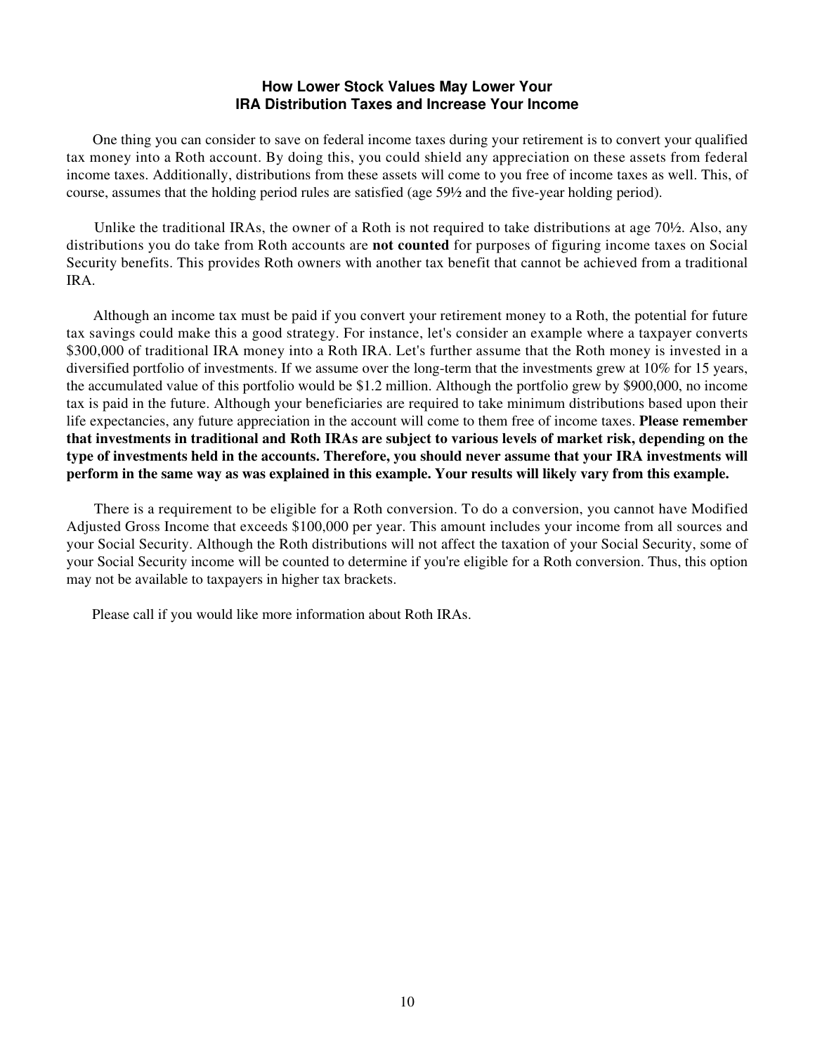## How Lower Stock Values May Lower Your IRA Distribution Taxes and Increase Your Income

One thing you can consider to save on federal income taxes during your retirement is to convert your qualified tax money into a Roth account. By doing this, you could shield any appreciation on these assets from federal income taxes. Additionally, distributions from these assets will come to you free of income taxes as well. This, of course, assumes that the holding period rules are satisfied (age 59½ and the five-year holding period).

Unlike the traditional IRAs, the owner of a Roth is not required to take distributions at age 70½. Also, any distributions you do take from Roth accounts are **not counted** for purposes of figuring income taxes on Social Security benefits. This provides Roth owners with another tax benefit that cannot be achieved from a traditional IRA.

Although an income tax must be paid if you convert your retirement money to a Roth, the potential for future tax savings could make this a good strategy. For instance, let's consider an example where a taxpayer converts $300,000 of traditional IRA money into a Roth IRA. Let's further assume that the Roth money is invested in a diversified portfolio of investments. If we assume over the long-term that the investments grew at 10% for 15 years, the accumulated value of this portfolio would be $1.2 million. Although the portfolio grew by $900,000, no income tax is paid in the future. Although your beneficiaries are required to take minimum distributions based upon their life expectancies, any future appreciation in the account will come to them free of income taxes. **Please remember that investments in traditional and Roth IRAs are subject to various levels of market risk, depending on the type of investments held in the accounts. Therefore, you should never assume that your IRA investments will perform in the same way as was explained in this example. Your results will likely vary from this example.**

There is a requirement to be eligible for a Roth conversion. To do a conversion, you cannot have Modified Adjusted Gross Income that exceeds $100,000 per year. This amount includes your income from all sources and your Social Security. Although the Roth distributions will not affect the taxation of your Social Security, some of your Social Security income will be counted to determine if you're eligible for a Roth conversion. Thus, this option may not be available to taxpayers in higher tax brackets.

Please call if you would like more information about Roth IRAs.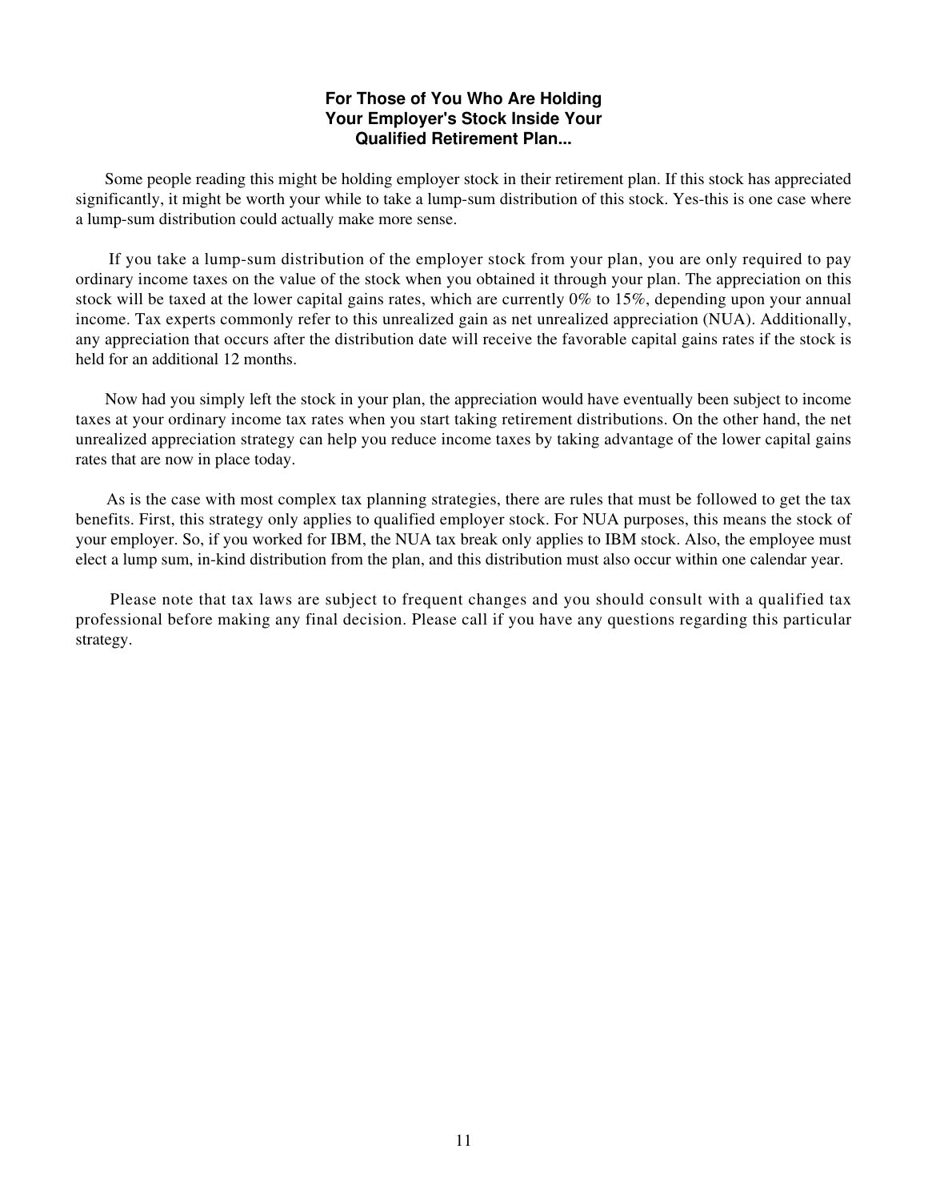### For Those of You Who Are Holding Your Employer's Stock Inside Your Qualified Retirement Plan...

Some people reading this might be holding employer stock in their retirement plan. If this stock has appreciated significantly, it might be worth your while to take a lump-sum distribution of this stock. Yes-this is one case where a lump-sum distribution could actually make more sense.

If you take a lump-sum distribution of the employer stock from your plan, you are only required to pay ordinary income taxes on the value of the stock when you obtained it through your plan. The appreciation on this stock will be taxed at the lower capital gains rates, which are currently 0% to 15%, depending upon your annual income. Tax experts commonly refer to this unrealized gain as net unrealized appreciation (NUA). Additionally, any appreciation that occurs after the distribution date will receive the favorable capital gains rates if the stock is held for an additional 12 months.

Now had you simply left the stock in your plan, the appreciation would have eventually been subject to income taxes at your ordinary income tax rates when you start taking retirement distributions. On the other hand, the net unrealized appreciation strategy can help you reduce income taxes by taking advantage of the lower capital gains rates that are now in place today.

As is the case with most complex tax planning strategies, there are rules that must be followed to get the tax benefits. First, this strategy only applies to qualified employer stock. For NUA purposes, this means the stock of your employer. So, if you worked for IBM, the NUA tax break only applies to IBM stock. Also, the employee must elect a lump sum, in-kind distribution from the plan, and this distribution must also occur within one calendar year.

Please note that tax laws are subject to frequent changes and you should consult with a qualified tax professional before making any final decision. Please call if you have any questions regarding this particular strategy.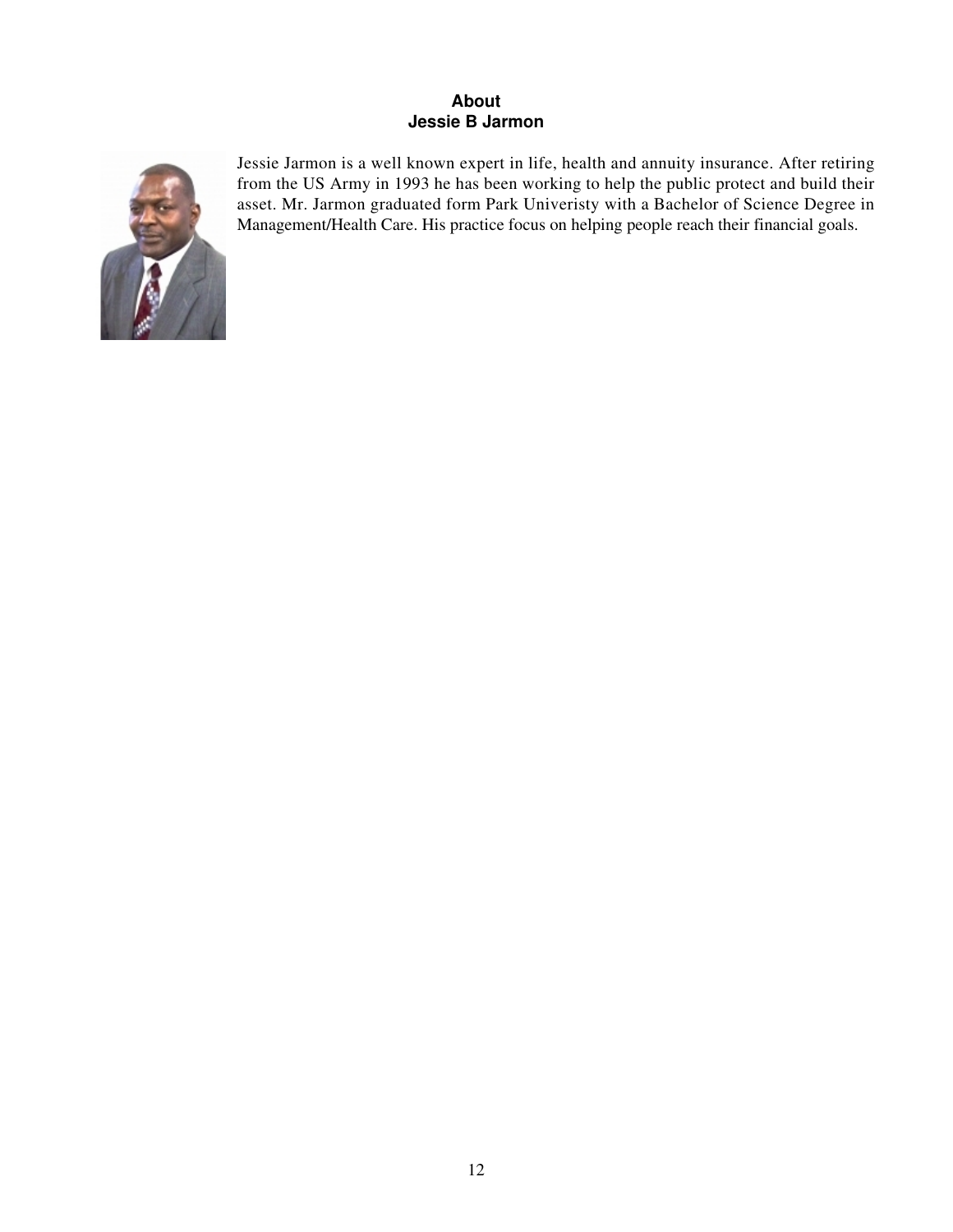## About
## Jessie B Jarmon

Jessie Jarmon is a well known expert in life, health and annuity insurance. After retiring from the US Army in 1993 he has been working to help the public protect and build their asset. Mr. Jarmon graduated form Park Univeristy with a Bachelor of Science Degree in Management/Health Care. His practice focus on helping people reach their financial goals.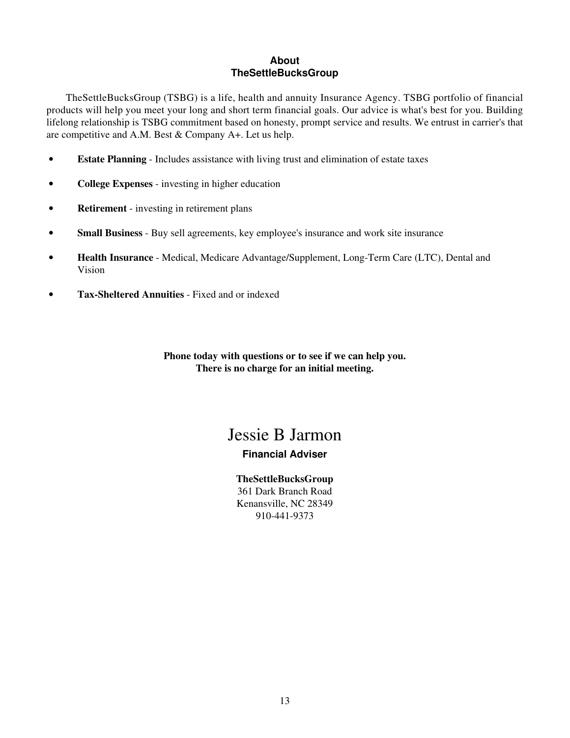## About
## TheSettleBucksGroup

TheSettleBucksGroup (TSBG) is a life, health and annuity Insurance Agency. TSBG portfolio of financial products will help you meet your long and short term financial goals. Our advice is what's best for you. Building lifelong relationship is TSBG commitment based on honesty, prompt service and results. We entrust in carrier's that are competitive and A.M. Best & Company A+. Let us help.

- **Estate Planning** - Includes assistance with living trust and elimination of estate taxes
- **College Expenses** - investing in higher education
- **Retirement** - investing in retirement plans
- **Small Business** - Buy sell agreements, key employee's insurance and work site insurance
- **Health Insurance** - Medical, Medicare Advantage/Supplement, Long-Term Care (LTC), Dental and Vision
- **Tax-Sheltered Annuities** - Fixed and or indexed

**Phone today with questions or to see if we can help you.**
**There is no charge for an initial meeting.**

Jessie B Jarmon

**Financial Adviser**

**TheSettleBucksGroup**
361 Dark Branch Road
Kenansville, NC 28349
910-441-9373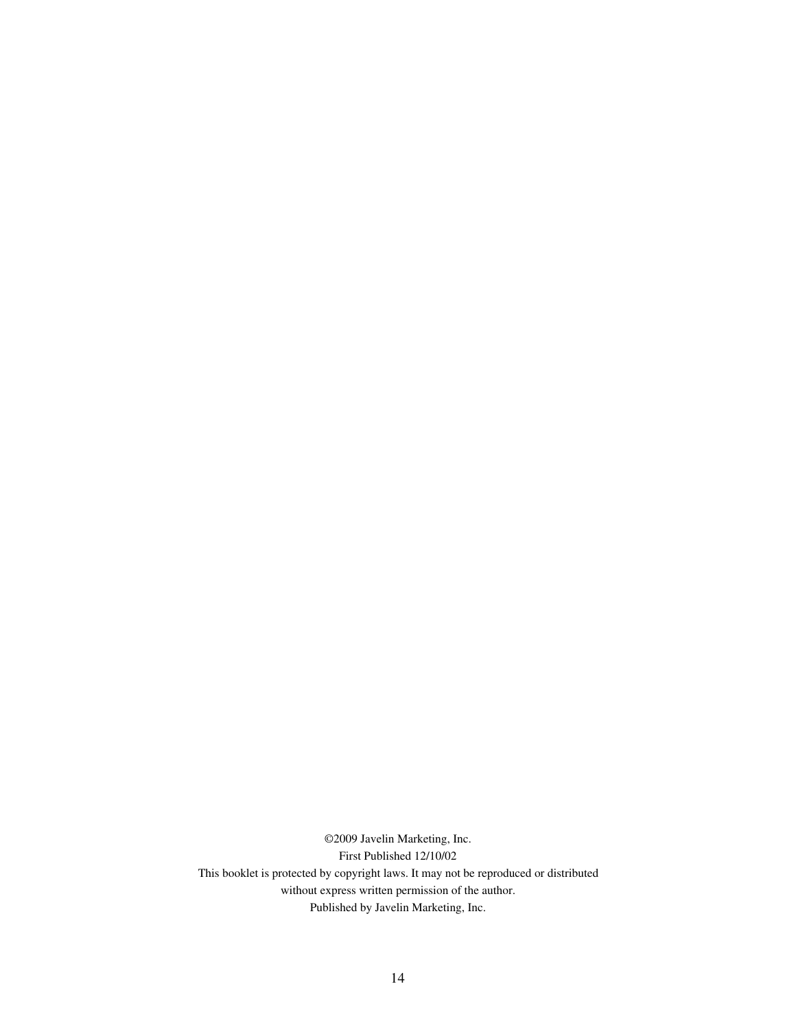©2009 Javelin Marketing, Inc.
First Published 12/10/02
This booklet is protected by copyright laws. It may not be reproduced or distributed without express written permission of the author.
Published by Javelin Marketing, Inc.